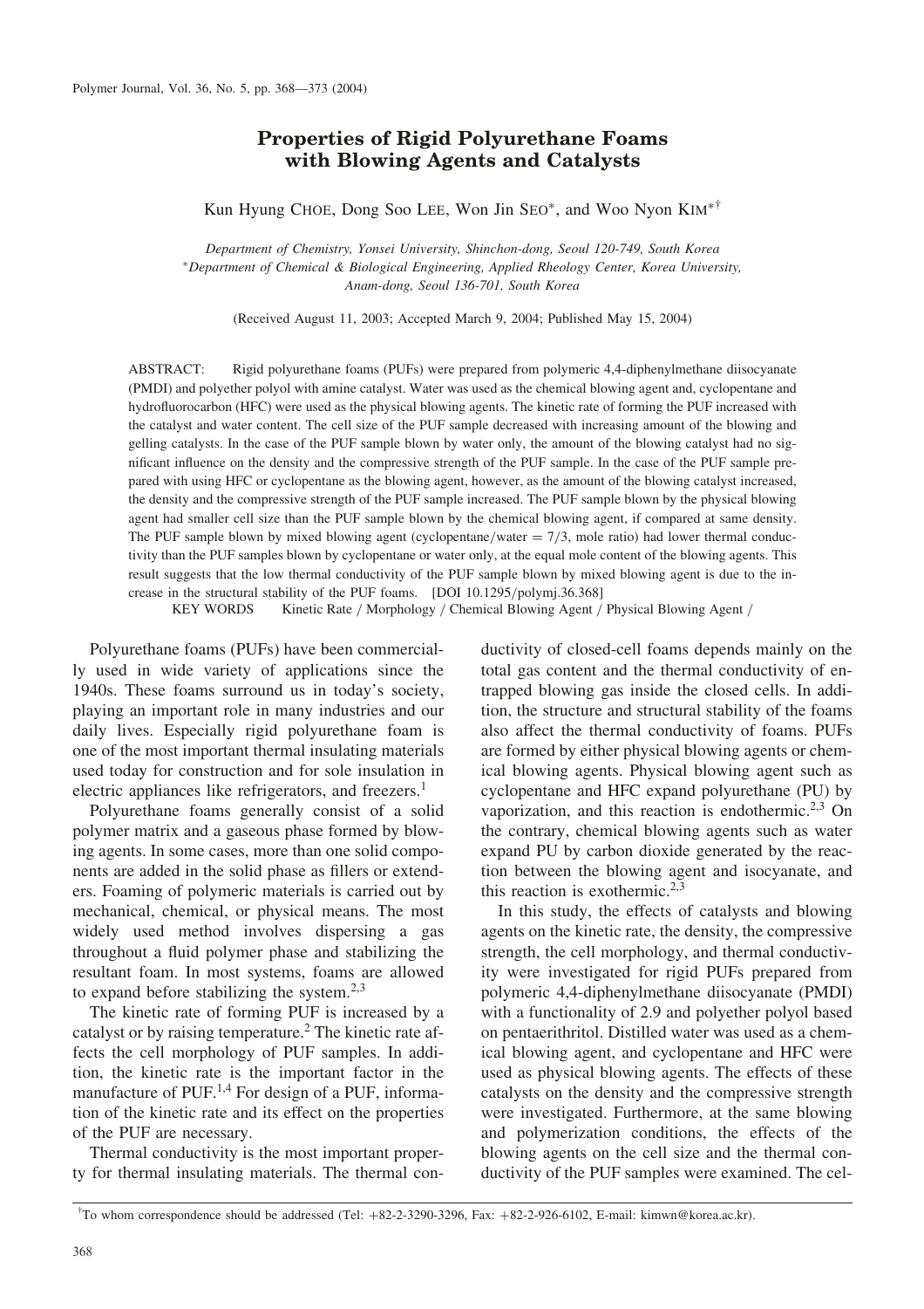# Properties of Rigid Polyurethane Foams with Blowing Agents and Catalysts

Kun Hyung CHOE, Dong Soo LEE, Won Jin SEO*, and Woo Nyon KIM*†

*Department of Chemistry, Yonsei University, Shinchon-dong, Seoul 120-749, South Korea*
*\*Department of Chemical & Biological Engineering, Applied Rheology Center, Korea University, Anam-dong, Seoul 136-701, South Korea*

(Received August 11, 2003; Accepted March 9, 2004; Published May 15, 2004)

ABSTRACT: Rigid polyurethane foams (PUFs) were prepared from polymeric 4,4-diphenylmethane diisocyanate (PMDI) and polyether polyol with amine catalyst. Water was used as the chemical blowing agent and, cyclopentane and hydrofluorocarbon (HFC) were used as the physical blowing agents. The kinetic rate of forming the PUF increased with the catalyst and water content. The cell size of the PUF sample decreased with increasing amount of the blowing and gelling catalysts. In the case of the PUF sample blown by water only, the amount of the blowing catalyst had no significant influence on the density and the compressive strength of the PUF sample. In the case of the PUF sample prepared with using HFC or cyclopentane as the blowing agent, however, as the amount of the blowing catalyst increased, the density and the compressive strength of the PUF sample increased. The PUF sample blown by the physical blowing agent had smaller cell size than the PUF sample blown by the chemical blowing agent, if compared at same density. The PUF sample blown by mixed blowing agent (cyclopentane/water = 7/3, mole ratio) had lower thermal conductivity than the PUF samples blown by cyclopentane or water only, at the equal mole content of the blowing agents. This result suggests that the low thermal conductivity of the PUF sample blown by mixed blowing agent is due to the increase in the structural stability of the PUF foams. [DOI 10.1295/polymj.36.368]

KEY WORDS Kinetic Rate / Morphology / Chemical Blowing Agent / Physical Blowing Agent /

Polyurethane foams (PUFs) have been commercially used in wide variety of applications since the 1940s. These foams surround us in today's society, playing an important role in many industries and our daily lives. Especially rigid polyurethane foam is one of the most important thermal insulating materials used today for construction and for sole insulation in electric appliances like refrigerators, and freezers.[1]

Polyurethane foams generally consist of a solid polymer matrix and a gaseous phase formed by blowing agents. In some cases, more than one solid components are added in the solid phase as fillers or extenders. Foaming of polymeric materials is carried out by mechanical, chemical, or physical means. The most widely used method involves dispersing a gas throughout a fluid polymer phase and stabilizing the resultant foam. In most systems, foams are allowed to expand before stabilizing the system.[2,3]

The kinetic rate of forming PUF is increased by a catalyst or by raising temperature.[2] The kinetic rate affects the cell morphology of PUF samples. In addition, the kinetic rate is the important factor in the manufacture of PUF.[1,4] For design of a PUF, information of the kinetic rate and its effect on the properties of the PUF are necessary.

Thermal conductivity is the most important property for thermal insulating materials. The thermal conductivity of closed-cell foams depends mainly on the total gas content and the thermal conductivity of entrapped blowing gas inside the closed cells. In addition, the structure and structural stability of the foams also affect the thermal conductivity of foams. PUFs are formed by either physical blowing agents or chemical blowing agents. Physical blowing agent such as cyclopentane and HFC expand polyurethane (PU) by vaporization, and this reaction is endothermic.[2,3] On the contrary, chemical blowing agents such as water expand PU by carbon dioxide generated by the reaction between the blowing agent and isocyanate, and this reaction is exothermic.[2,3]

In this study, the effects of catalysts and blowing agents on the kinetic rate, the density, the compressive strength, the cell morphology, and thermal conductivity were investigated for rigid PUFs prepared from polymeric 4,4-diphenylmethane diisocyanate (PMDI) with a functionality of 2.9 and polyether polyol based on pentaerithritol. Distilled water was used as a chemical blowing agent, and cyclopentane and HFC were used as physical blowing agents. The effects of these catalysts on the density and the compressive strength were investigated. Furthermore, at the same blowing and polymerization conditions, the effects of the blowing agents on the cell size and the thermal conductivity of the PUF samples were examined. The cel-

†To whom correspondence should be addressed (Tel: +82-2-3290-3296, Fax: +82-2-926-6102, E-mail: kimwn@korea.ac.kr).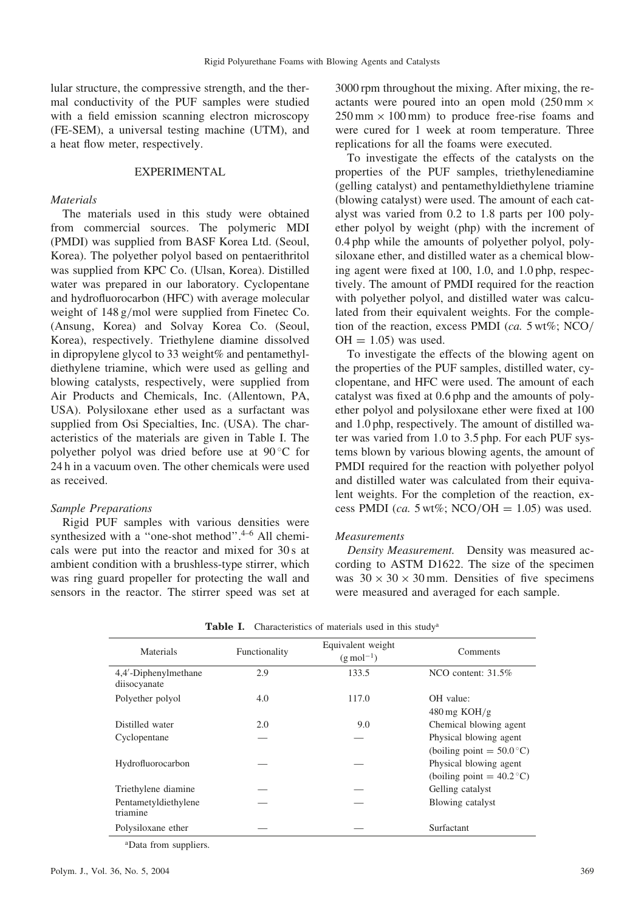lular structure, the compressive strength, and the thermal conductivity of the PUF samples were studied with a field emission scanning electron microscopy (FE-SEM), a universal testing machine (UTM), and a heat flow meter, respectively.

## EXPERIMENTAL

### *Materials*

The materials used in this study were obtained from commercial sources. The polymeric MDI (PMDI) was supplied from BASF Korea Ltd. (Seoul, Korea). The polyether polyol based on pentaerithritol was supplied from KPC Co. (Ulsan, Korea). Distilled water was prepared in our laboratory. Cyclopentane and hydrofluorocarbon (HFC) with average molecular weight of 148 g/mol were supplied from Finetec Co. (Ansung, Korea) and Solvay Korea Co. (Seoul, Korea), respectively. Triethylene diamine dissolved in dipropylene glycol to 33 weight% and pentamethyldiethylene triamine, which were used as gelling and blowing catalysts, respectively, were supplied from Air Products and Chemicals, Inc. (Allentown, PA, USA). Polysiloxane ether used as a surfactant was supplied from Osi Specialties, Inc. (USA). The characteristics of the materials are given in Table I. The polyether polyol was dried before use at 90 °C for 24 h in a vacuum oven. The other chemicals were used as received.

### *Sample Preparations*

Rigid PUF samples with various densities were synthesized with a "one-shot method".[4–6] All chemicals were put into the reactor and mixed for 30 s at ambient condition with a brushless-type stirrer, which was ring guard propeller for protecting the wall and sensors in the reactor. The stirrer speed was set at 3000 rpm throughout the mixing. After mixing, the reactants were poured into an open mold (250 mm × 250 mm × 100 mm) to produce free-rise foams and were cured for 1 week at room temperature. Three replications for all the foams were executed.

To investigate the effects of the catalysts on the properties of the PUF samples, triethylenediamine (gelling catalyst) and pentamethyldiethylene triamine (blowing catalyst) were used. The amount of each catalyst was varied from 0.2 to 1.8 parts per 100 polyether polyol by weight (php) with the increment of 0.4 php while the amounts of polyether polyol, polysiloxane ether, and distilled water as a chemical blowing agent were fixed at 100, 1.0, and 1.0 php, respectively. The amount of PMDI required for the reaction with polyether polyol, and distilled water was calculated from their equivalent weights. For the completion of the reaction, excess PMDI (*ca.* 5 wt%; NCO/OH = 1.05) was used.

To investigate the effects of the blowing agent on the properties of the PUF samples, distilled water, cyclopentane, and HFC were used. The amount of each catalyst was fixed at 0.6 php and the amounts of polyether polyol and polysiloxane ether were fixed at 100 and 1.0 php, respectively. The amount of distilled water was varied from 1.0 to 3.5 php. For each PUF systems blown by various blowing agents, the amount of PMDI required for the reaction with polyether polyol and distilled water was calculated from their equivalent weights. For the completion of the reaction, excess PMDI (*ca.* 5 wt%; NCO/OH = 1.05) was used.

### *Measurements*

*Density Measurement.* Density was measured according to ASTM D1622. The size of the specimen was 30 × 30 × 30 mm. Densities of five specimens were measured and averaged for each sample.

**Table I.** Characteristics of materials used in this study[a]

| Materials | Functionality | Equivalent weight ($g\,mol^{-1}$) | Comments |
|---|---|---|---|
| 4,4′-Diphenylmethane diisocyanate | 2.9 | 133.5 | NCO content: 31.5% |
| Polyether polyol | 4.0 | 117.0 | OH value: 480 mg KOH/g |
| Distilled water | 2.0 | 9.0 | Chemical blowing agent |
| Cyclopentane | — | — | Physical blowing agent (boiling point = 50.0 °C) |
| Hydrofluorocarbon | — | — | Physical blowing agent (boiling point = 40.2 °C) |
| Triethylene diamine | — | — | Gelling catalyst |
| Pentametyldiethylene triamine | — | — | Blowing catalyst |
| Polysiloxane ether | — | — | Surfactant |

[a]Data from suppliers.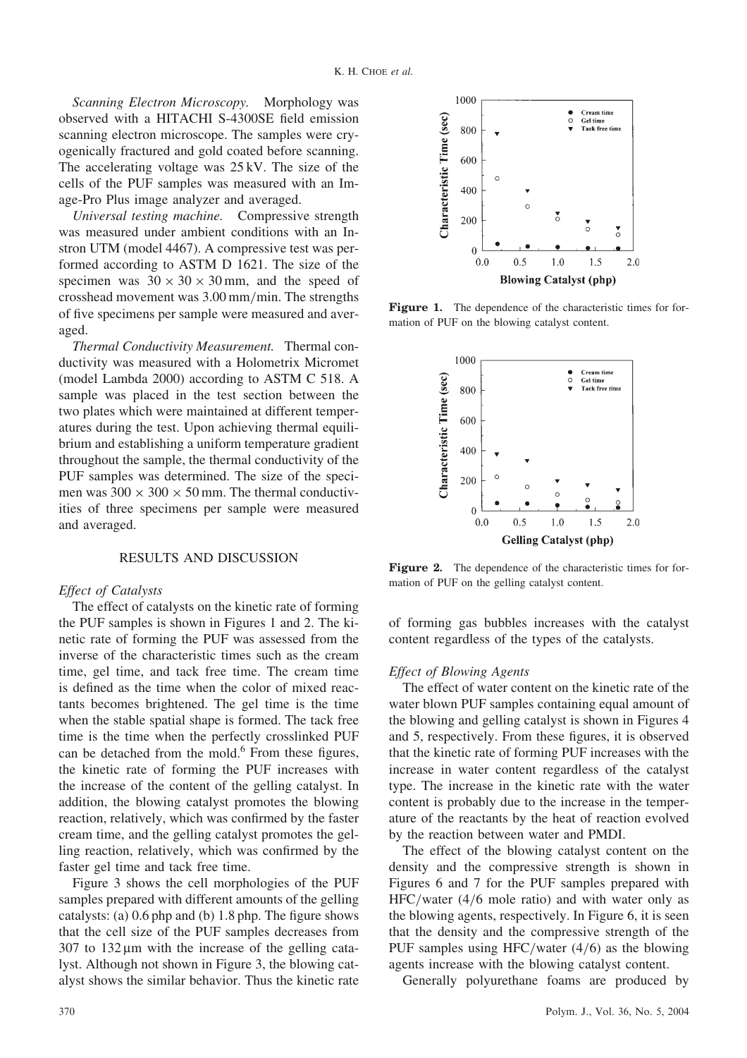*Scanning Electron Microscopy.* Morphology was observed with a HITACHI S-4300SE field emission scanning electron microscope. The samples were cryogenically fractured and gold coated before scanning. The accelerating voltage was 25 kV. The size of the cells of the PUF samples was measured with an Image-Pro Plus image analyzer and averaged.

*Universal testing machine.* Compressive strength was measured under ambient conditions with an Instron UTM (model 4467). A compressive test was performed according to ASTM D 1621. The size of the specimen was $30 \times 30 \times 30$ mm, and the speed of crosshead movement was 3.00 mm/min. The strengths of five specimens per sample were measured and averaged.

*Thermal Conductivity Measurement.* Thermal conductivity was measured with a Holometrix Micromet (model Lambda 2000) according to ASTM C 518. A sample was placed in the test section between the two plates which were maintained at different temperatures during the test. Upon achieving thermal equilibrium and establishing a uniform temperature gradient throughout the sample, the thermal conductivity of the PUF samples was determined. The size of the specimen was $300 \times 300 \times 50$ mm. The thermal conductivities of three specimens per sample were measured and averaged.

## RESULTS AND DISCUSSION

### *Effect of Catalysts*

The effect of catalysts on the kinetic rate of forming the PUF samples is shown in Figures 1 and 2. The kinetic rate of forming the PUF was assessed from the inverse of the characteristic times such as the cream time, gel time, and tack free time. The cream time is defined as the time when the color of mixed reactants becomes brightened. The gel time is the time when the stable spatial shape is formed. The tack free time is the time when the perfectly crosslinked PUF can be detached from the mold.[6] From these figures, the kinetic rate of forming the PUF increases with the increase of the content of the gelling catalyst. In addition, the blowing catalyst promotes the blowing reaction, relatively, which was confirmed by the faster cream time, and the gelling catalyst promotes the gelling reaction, relatively, which was confirmed by the faster gel time and tack free time.

Figure 3 shows the cell morphologies of the PUF samples prepared with different amounts of the gelling catalysts: (a) 0.6 php and (b) 1.8 php. The figure shows that the cell size of the PUF samples decreases from 307 to 132 µm with the increase of the gelling catalyst. Although not shown in Figure 3, the blowing catalyst shows the similar behavior. Thus the kinetic rate of forming gas bubbles increases with the catalyst content regardless of the types of the catalysts.

**Figure 1.** The dependence of the characteristic times for formation of PUF on the blowing catalyst content.

**Figure 2.** The dependence of the characteristic times for formation of PUF on the gelling catalyst content.

### *Effect of Blowing Agents*

The effect of water content on the kinetic rate of the water blown PUF samples containing equal amount of the blowing and gelling catalyst is shown in Figures 4 and 5, respectively. From these figures, it is observed that the kinetic rate of forming PUF increases with the increase in water content regardless of the catalyst type. The increase in the kinetic rate with the water content is probably due to the increase in the temperature of the reactants by the heat of reaction evolved by the reaction between water and PMDI.

The effect of the blowing catalyst content on the density and the compressive strength is shown in Figures 6 and 7 for the PUF samples prepared with HFC/water (4/6 mole ratio) and with water only as the blowing agents, respectively. In Figure 6, it is seen that the density and the compressive strength of the PUF samples using HFC/water (4/6) as the blowing agents increase with the blowing catalyst content.

Generally polyurethane foams are produced by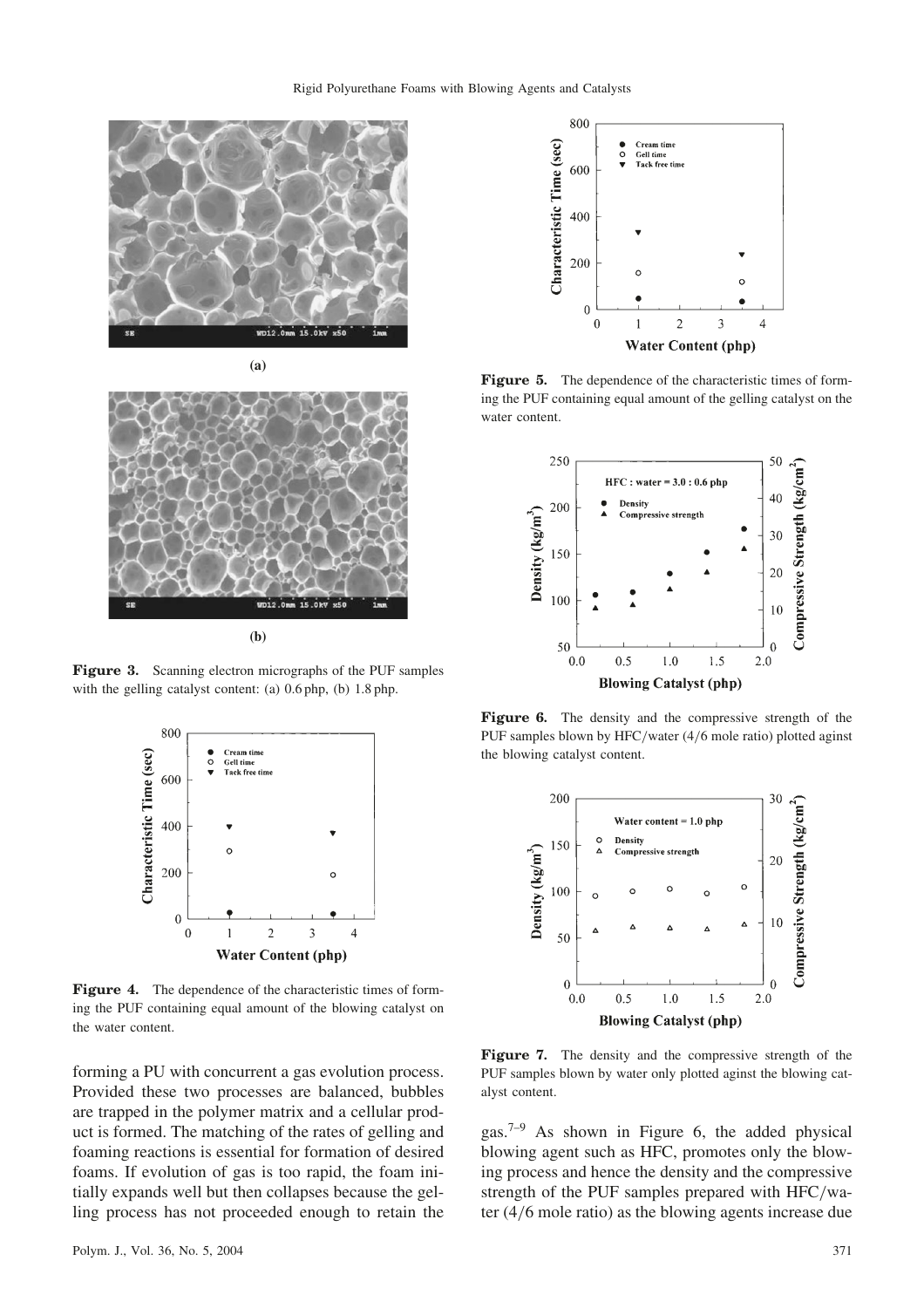**Figure 3.** Scanning electron micrographs of the PUF samples with the gelling catalyst content: (a) 0.6 php, (b) 1.8 php.

**Figure 4.** The dependence of the characteristic times of forming the PUF containing equal amount of the blowing catalyst on the water content.

forming a PU with concurrent a gas evolution process. Provided these two processes are balanced, bubbles are trapped in the polymer matrix and a cellular product is formed. The matching of the rates of gelling and foaming reactions is essential for formation of desired foams. If evolution of gas is too rapid, the foam initially expands well but then collapses because the gelling process has not proceeded enough to retain the gas.[7–9] As shown in Figure 6, the added physical blowing agent such as HFC, promotes only the blowing process and hence the density and the compressive strength of the PUF samples prepared with HFC/water (4/6 mole ratio) as the blowing agents increase due

**Figure 5.** The dependence of the characteristic times of forming the PUF containing equal amount of the gelling catalyst on the water content.

**Figure 6.** The density and the compressive strength of the PUF samples blown by HFC/water (4/6 mole ratio) plotted aginst the blowing catalyst content.

**Figure 7.** The density and the compressive strength of the PUF samples blown by water only plotted aginst the blowing catalyst content.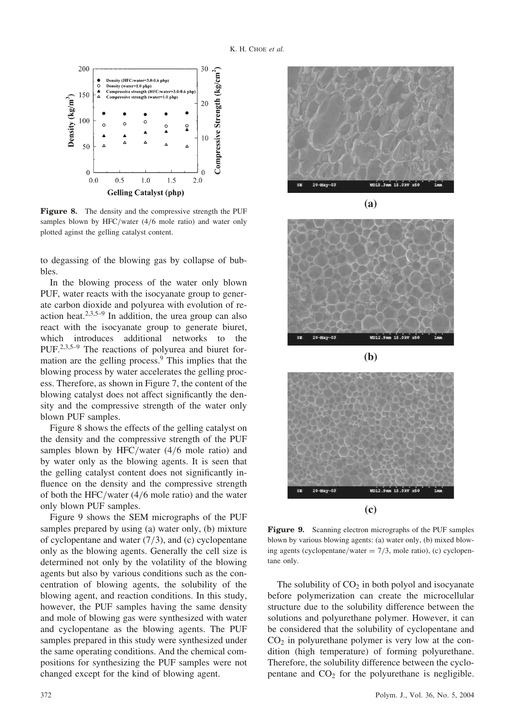**Figure 8.** The density and the compressive strength the PUF samples blown by HFC/water (4/6 mole ratio) and water only plotted aginst the gelling catalyst content.

to degassing of the blowing gas by collapse of bubbles.

In the blowing process of the water only blown PUF, water reacts with the isocyanate group to generate carbon dioxide and polyurea with evolution of reaction heat.[2,3,5–9] In addition, the urea group can also react with the isocyanate group to generate biuret, which introduces additional networks to the PUF.[2,3,5–9] The reactions of polyurea and biuret formation are the gelling process.[9] This implies that the blowing process by water accelerates the gelling process. Therefore, as shown in Figure 7, the content of the blowing catalyst does not affect significantly the density and the compressive strength of the water only blown PUF samples.

Figure 8 shows the effects of the gelling catalyst on the density and the compressive strength of the PUF samples blown by HFC/water (4/6 mole ratio) and by water only as the blowing agents. It is seen that the gelling catalyst content does not significantly influence on the density and the compressive strength of both the HFC/water (4/6 mole ratio) and the water only blown PUF samples.

Figure 9 shows the SEM micrographs of the PUF samples prepared by using (a) water only, (b) mixture of cyclopentane and water (7/3), and (c) cyclopentane only as the blowing agents. Generally the cell size is determined not only by the volatility of the blowing agents but also by various conditions such as the concentration of blowing agents, the solubility of the blowing agent, and reaction conditions. In this study, however, the PUF samples having the same density and mole of blowing gas were synthesized with water and cyclopentane as the blowing agents. The PUF samples prepared in this study were synthesized under the same operating conditions. And the chemical compositions for synthesizing the PUF samples were not changed except for the kind of blowing agent.

**Figure 9.** Scanning electron micrographs of the PUF samples blown by various blowing agents: (a) water only, (b) mixed blowing agents (cyclopentane/water = 7/3, mole ratio), (c) cyclopentane only.

The solubility of $CO_2$ in both polyol and isocyanate before polymerization can create the microcellular structure due to the solubility difference between the solutions and polyurethane polymer. However, it can be considered that the solubility of cyclopentane and $CO_2$ in polyurethane polymer is very low at the condition (high temperature) of forming polyurethane. Therefore, the solubility difference between the cyclopentane and $CO_2$ for the polyurethane is negligible.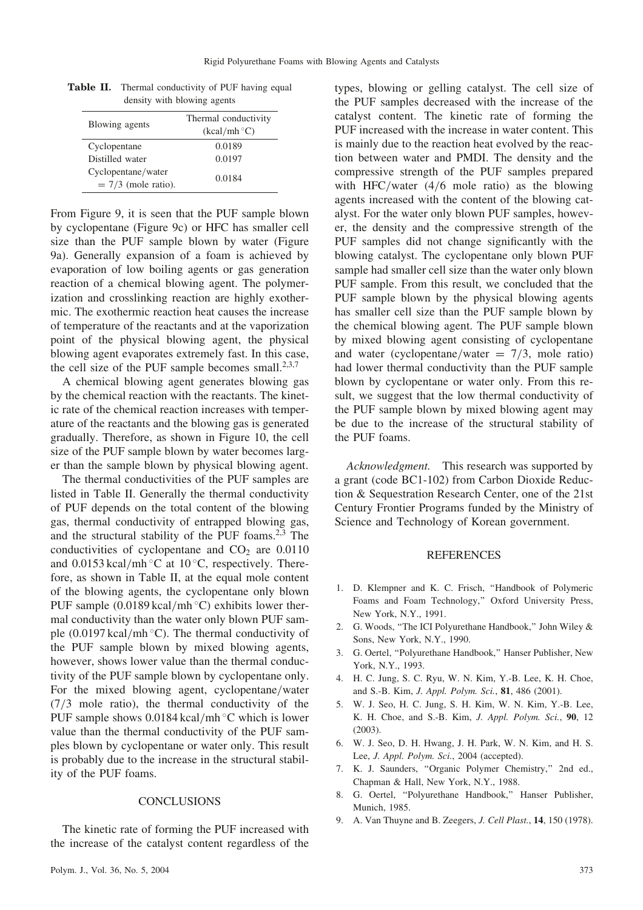**Table II.** Thermal conductivity of PUF having equal density with blowing agents

| Blowing agents | Thermal conductivity (kcal/mh °C) |
|---|---|
| Cyclopentane | 0.0189 |
| Distilled water | 0.0197 |
| Cyclopentane/water = 7/3 (mole ratio). | 0.0184 |

From Figure 9, it is seen that the PUF sample blown by cyclopentane (Figure 9c) or HFC has smaller cell size than the PUF sample blown by water (Figure 9a). Generally expansion of a foam is achieved by evaporation of low boiling agents or gas generation reaction of a chemical blowing agent. The polymerization and crosslinking reaction are highly exothermic. The exothermic reaction heat causes the increase of temperature of the reactants and at the vaporization point of the physical blowing agent, the physical blowing agent evaporates extremely fast. In this case, the cell size of the PUF sample becomes small.[2,3,7]

A chemical blowing agent generates blowing gas by the chemical reaction with the reactants. The kinetic rate of the chemical reaction increases with temperature of the reactants and the blowing gas is generated gradually. Therefore, as shown in Figure 10, the cell size of the PUF sample blown by water becomes larger than the sample blown by physical blowing agent.

The thermal conductivities of the PUF samples are listed in Table II. Generally the thermal conductivity of PUF depends on the total content of the blowing gas, thermal conductivity of entrapped blowing gas, and the structural stability of the PUF foams.[2,3] The conductivities of cyclopentane and $CO_2$ are 0.0110 and 0.0153 kcal/mh °C at 10 °C, respectively. Therefore, as shown in Table II, at the equal mole content of the blowing agents, the cyclopentane only blown PUF sample (0.0189 kcal/mh °C) exhibits lower thermal conductivity than the water only blown PUF sample (0.0197 kcal/mh °C). The thermal conductivity of the PUF sample blown by mixed blowing agents, however, shows lower value than the thermal conductivity of the PUF sample blown by cyclopentane only. For the mixed blowing agent, cyclopentane/water (7/3 mole ratio), the thermal conductivity of the PUF sample shows 0.0184 kcal/mh °C which is lower value than the thermal conductivity of the PUF samples blown by cyclopentane or water only. This result is probably due to the increase in the structural stability of the PUF foams.

## CONCLUSIONS

The kinetic rate of forming the PUF increased with the increase of the catalyst content regardless of the types, blowing or gelling catalyst. The cell size of the PUF samples decreased with the increase of the catalyst content. The kinetic rate of forming the PUF increased with the increase in water content. This is mainly due to the reaction heat evolved by the reaction between water and PMDI. The density and the compressive strength of the PUF samples prepared with HFC/water (4/6 mole ratio) as the blowing agents increased with the content of the blowing catalyst. For the water only blown PUF samples, however, the density and the compressive strength of the PUF samples did not change significantly with the blowing catalyst. The cyclopentane only blown PUF sample had smaller cell size than the water only blown PUF sample. From this result, we concluded that the PUF sample blown by the physical blowing agents has smaller cell size than the PUF sample blown by the chemical blowing agent. The PUF sample blown by mixed blowing agent consisting of cyclopentane and water (cyclopentane/water = 7/3, mole ratio) had lower thermal conductivity than the PUF sample blown by cyclopentane or water only. From this result, we suggest that the low thermal conductivity of the PUF sample blown by mixed blowing agent may be due to the increase of the structural stability of the PUF foams.

*Acknowledgment.* This research was supported by a grant (code BC1-102) from Carbon Dioxide Reduction & Sequestration Research Center, one of the 21st Century Frontier Programs funded by the Ministry of Science and Technology of Korean government.

## REFERENCES

1. D. Klempner and K. C. Frisch, "Handbook of Polymeric Foams and Foam Technology," Oxford University Press, New York, N.Y., 1991.
2. G. Woods, "The ICI Polyurethane Handbook," John Wiley & Sons, New York, N.Y., 1990.
3. G. Oertel, "Polyurethane Handbook," Hanser Publisher, New York, N.Y., 1993.
4. H. C. Jung, S. C. Ryu, W. N. Kim, Y.-B. Lee, K. H. Choe, and S.-B. Kim, *J. Appl. Polym. Sci.*, **81**, 486 (2001).
5. W. J. Seo, H. C. Jung, S. H. Kim, W. N. Kim, Y.-B. Lee, K. H. Choe, and S.-B. Kim, *J. Appl. Polym. Sci.*, **90**, 12 (2003).
6. W. J. Seo, D. H. Hwang, J. H. Park, W. N. Kim, and H. S. Lee, *J. Appl. Polym. Sci.*, 2004 (accepted).
7. K. J. Saunders, "Organic Polymer Chemistry," 2nd ed., Chapman & Hall, New York, N.Y., 1988.
8. G. Oertel, "Polyurethane Handbook," Hanser Publisher, Munich, 1985.
9. A. Van Thuyne and B. Zeegers, *J. Cell Plast.*, **14**, 150 (1978).